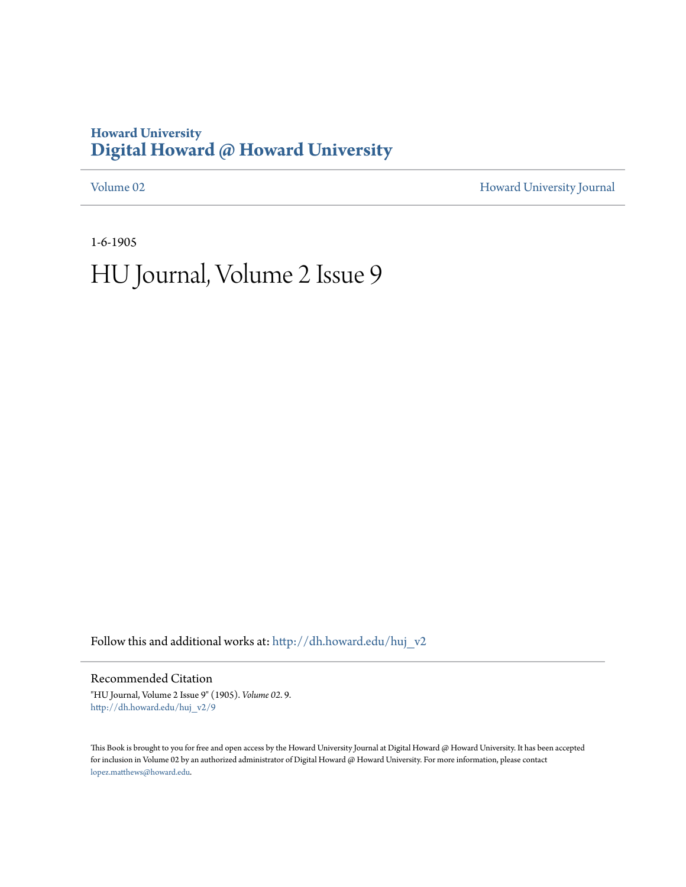Howard University

**Digital Howard @ Howard University**

Volume 02 | Howard University Journal

1-6-1905

# HU Journal, Volume 2 Issue 9

Follow this and additional works at: http://dh.howard.edu/huj_v2

## Recommended Citation

"HU Journal, Volume 2 Issue 9" (1905). *Volume 02*. 9.
http://dh.howard.edu/huj_v2/9

This Book is brought to you for free and open access by the Howard University Journal at Digital Howard @ Howard University. It has been accepted for inclusion in Volume 02 by an authorized administrator of Digital Howard @ Howard University. For more information, please contact lopez.matthews@howard.edu.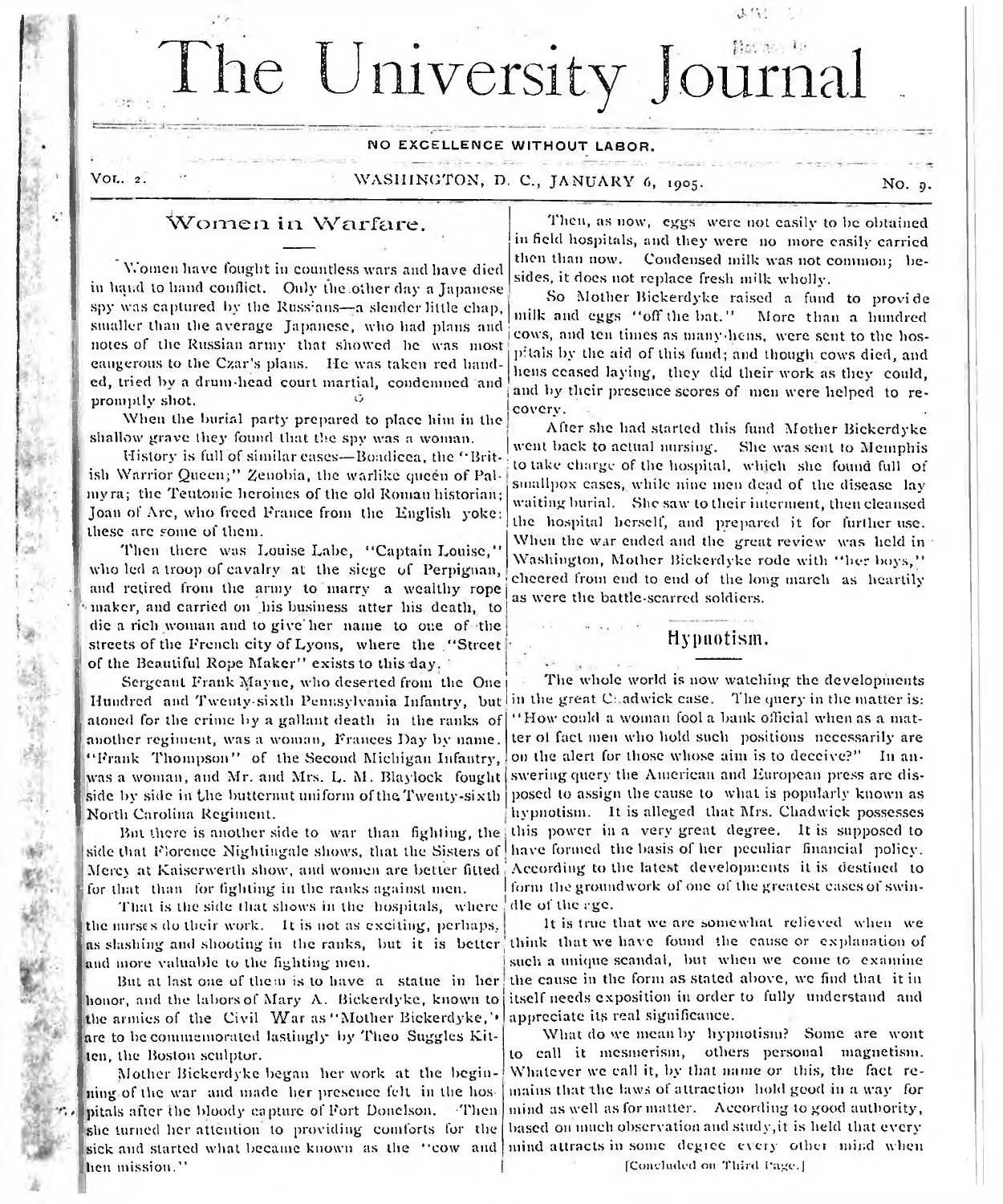# The University Journal

**NO EXCELLENCE WITHOUT LABOR.**

VOL. 2. WASHINGTON, D. C., JANUARY 6, 1905. No. 9.

## Women in Warfare.

Women have fought in countless wars and have died in hand to hand conflict. Only the other day a Japanese spy was captured by the Russians—a slender little chap, smaller than the average Japanese, who had plans and notes of the Russian army that showed he was most dangerous to the Czar's plans. He was taken red handed, tried by a drum-head court martial, condemned and promptly shot.

When the burial party prepared to place him in the shallow grave they found that the spy was a woman.

History is full of similar cases—Boadicea, the "British Warrior Queen;" Zenobia, the warlike queen of Palmyra; the Teutonic heroines of the old Roman historian; Joan of Arc, who freed France from the English yoke: these are some of them.

Then there was Louise Labe, "Captain Louise," who led a troop of cavalry at the siege of Perpignan, and retired from the army to marry a wealthy rope maker, and carried on his business after his death, to die a rich woman and to give her name to one of the streets of the French city of Lyons, where the "Street of the Beautiful Rope Maker" exists to this day.

Sergeant Frank Mayne, who deserted from the One Hundred and Twenty-sixth Pennsylvania Infantry, but atoned for the crime by a gallant death in the ranks of another regiment, was a woman, Frances Day by name. "Frank Thompson" of the Second Michigan Infantry, was a woman, and Mr. and Mrs. L. M. Blaylock fought side by side in the butternut uniform of the Twenty-sixth North Carolina Regiment.

But there is another side to war than fighting, the side that Florence Nightingale shows, that the Sisters of Mercy at Kaiserwerth show, and women are better fitted for that than for fighting in the ranks against men.

That is the side that shows in the hospitals, where the nurses do their work. It is not as exciting, perhaps, as slashing and shooting in the ranks, but it is better and more valuable to the fighting men.

But at last one of them is to have a statue in her honor, and the labors of Mary A. Bickerdyke, known to the armies of the Civil War as "Mother Bickerdyke," are to be commemorated lastingly by Theo Suggles Kitten, the Boston sculptor.

Mother Bickerdyke began her work at the beginning of the war and made her presence felt in the hospitals after the bloody capture of Fort Donelson. Then she turned her attention to providing comforts for the sick and started what became known as the "cow and hen mission."

Then, as now, eggs were not easily to be obtained in field hospitals, and they were no more easily carried then than now. Condensed milk was not common; besides, it does not replace fresh milk wholly.

So Mother Bickerdyke raised a fund to provide milk and eggs "off the bat." More than a hundred cows, and ten times as many hens, were sent to the hospitals by the aid of this fund; and though cows died, and hens ceased laying, they did their work as they could, and by their presence scores of men were helped to recovery.

After she had started this fund Mother Bickerdyke went back to actual nursing. She was sent to Memphis to take charge of the hospital, which she found full of smallpox cases, while nine men dead of the disease lay waiting burial. She saw to their interment, then cleansed the hospital herself, and prepared it for further use. When the war ended and the great review was held in Washington, Mother Bickerdyke rode with "her boys," cheered from end to end of the long march as heartily as were the battle-scarred soldiers.

## Hypnotism.

The whole world is now watching the developments in the great Chadwick case. The query in the matter is: "How could a woman fool a bank official when as a matter of fact men who hold such positions necessarily are on the alert for those whose aim is to deceive?" In answering query the American and European press are disposed to assign the cause to what is popularly known as hypnotism. It is alleged that Mrs. Chadwick possesses this power in a very great degree. It is supposed to have formed the basis of her peculiar financial policy. According to the latest developments it is destined to form the groundwork of one of the greatest cases of swindle of the age.

It is true that we are somewhat relieved when we think that we have found the cause or explanation of such a unique scandal, but when we come to examine the cause in the form as stated above, we find that it in itself needs exposition in order to fully understand and appreciate its real significance.

What do we mean by hypnotism? Some are wont to call it mesmerism, others personal magnetism. Whatever we call it, by that name or this, the fact remains that the laws of attraction hold good in a way for mind as well as for matter. According to good authority, based on much observation and study, it is held that every mind attracts in some degree every other mind when

[Concluded on Third Page.]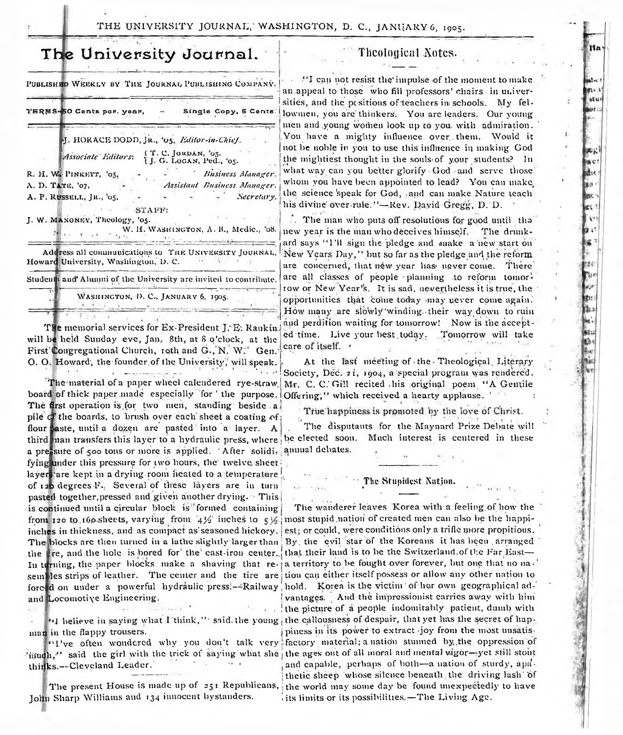# The University Journal.

PUBLISHED WEEKLY BY THE JOURNAL PUBLISHING COMPANY.

TERMS—50 Cents per year, — Single Copy, 5 Cents.

J. HORACE DODD, JR., '05, *Editor-in-Chief.*

*Associate Editors:* T. C. JORDAN, '05. J. G. LOGAN, Ped., '05.

R. H. W. PINKETT, '05, — *Business Manager.*

A. D. TATE, '07, — *Assistant Business Manager.*

A. P. RUSSELL, JR., '05. — *Secretary.*

STAFF:

J. W. MAHONEY, Theology, '05.

W. H. WASHINGTON, A. B., Medic., '08.

Address all communications to THE UNIVERSITY JOURNAL, Howard University, Washington, D. C.

Students and Alumni of the University are invited to contribute.

WASHINGTON, D. C., JANUARY 6, 1905.

The memorial services for Ex-President J. E. Rankin will be held Sunday eve, Jan. 8th, at 8 o'clock, at the First Congregational Church, 10th and G., N. W. Gen. O. O. Howard, the founder of the University, will speak.

The material of a paper wheel calendered rye-straw board of thick paper made especially for the purpose. The first operation is for two men, standing beside a pile of the boards, to brush over each sheet a coating of flour paste, until a dozen are pasted into a layer. A third man transfers this layer to a hydraulic press, where a pressure of 500 tons or more is applied. After solidifying under this pressure for two hours, the twelve sheet layers are kept in a drying room heated to a temperature of 120 degrees F. Several of these layers are in turn pasted together, pressed and given another drying. This is continued until a circular block is formed containing from 120 to 160 sheets, varying from 4½ inches to 5½ inches in thickness, and as compact as seasoned hickory. The blocks are then turned in a lathe slightly larger than the tire, and the hole is bored for the cast-iron center. In turning, the paper blocks make a shaving that resembles strips of leather. The center and the tire are forced on under a powerful hydraulic press.—Railway and Locomotive Engineering.

"I believe in saying what I think," said the young man in the flappy trousers.

"I've often wondered why you don't talk very much," said the girl with the trick of saying what she thinks.—Cleveland Leader.

The present House is made up of 251 Republicans, John Sharp Williams and 134 innocent bystanders.

## Theological Notes.

"I can not resist the impulse of the moment to make an appeal to those who fill professors' chairs in universities, and the positions of teachers in schools. My fellowmen, you are thinkers. You are leaders. Our young men and young women look up to you with admiration. You have a mighty influence over them. Would it not be noble in you to use this influence in making God the mightiest thought in the souls of your students? In what way can you better glorify God and serve those whom you have been appointed to lead? You can make the science speak for God, and can make Nature teach his divine over-rule."—Rev. David Gregg, D. D.

The man who puts off resolutions for good until the new year is the man who deceives himself. The drunkard says "I'll sign the pledge and make a new start on New Years Day," but so far as the pledge and the reform are concerned, that new year has never come. There are all classes of people planning to reform tomorrow or New Year's. It is sad, nevertheless it is true, the opportunities that come today may never come again. How many are slowly winding their way down to ruin and perdition waiting for tomorrow! Now is the accepted time. Live your best today. Tomorrow will take care of itself.

At the last meeting of the Theological Literary Society, Dec. 21, 1904, a special program was rendered. Mr. C. C. Gill recited his original poem "A Gentile Offering," which received a hearty applause.

True happiness is promoted by the love of Christ.

The disputants for the Maynard Prize Debate will be elected soon. Much interest is centered in these annual debates.

## The Stupidest Nation.

The wanderer leaves Korea with a feeling of how the most stupid nation of created men can also be the happiest; or could, were conditions only a trifle more propitious. By the evil star of the Koreans it has been arranged that their land is to be the Switzerland of the Far East—a territory to be fought over forever, but one that no nation can either itself possess or allow any other nation to hold. Korea is the victim of her own geographical advantages. And the impressionist carries away with him the picture of a people indomitably patient, dumb with the callousness of despair, that yet has the secret of happiness in its power to extract joy from the most unsatisfactory material; a nation stunned by the oppression of the ages out of all moral and mental vigor—yet still stout and capable, perhaps of both—a nation of sturdy, apathetic sheep whose silence beneath the driving lash of the world may some day be found unexpectedly to have its limits or its possibilities.—The Living Age.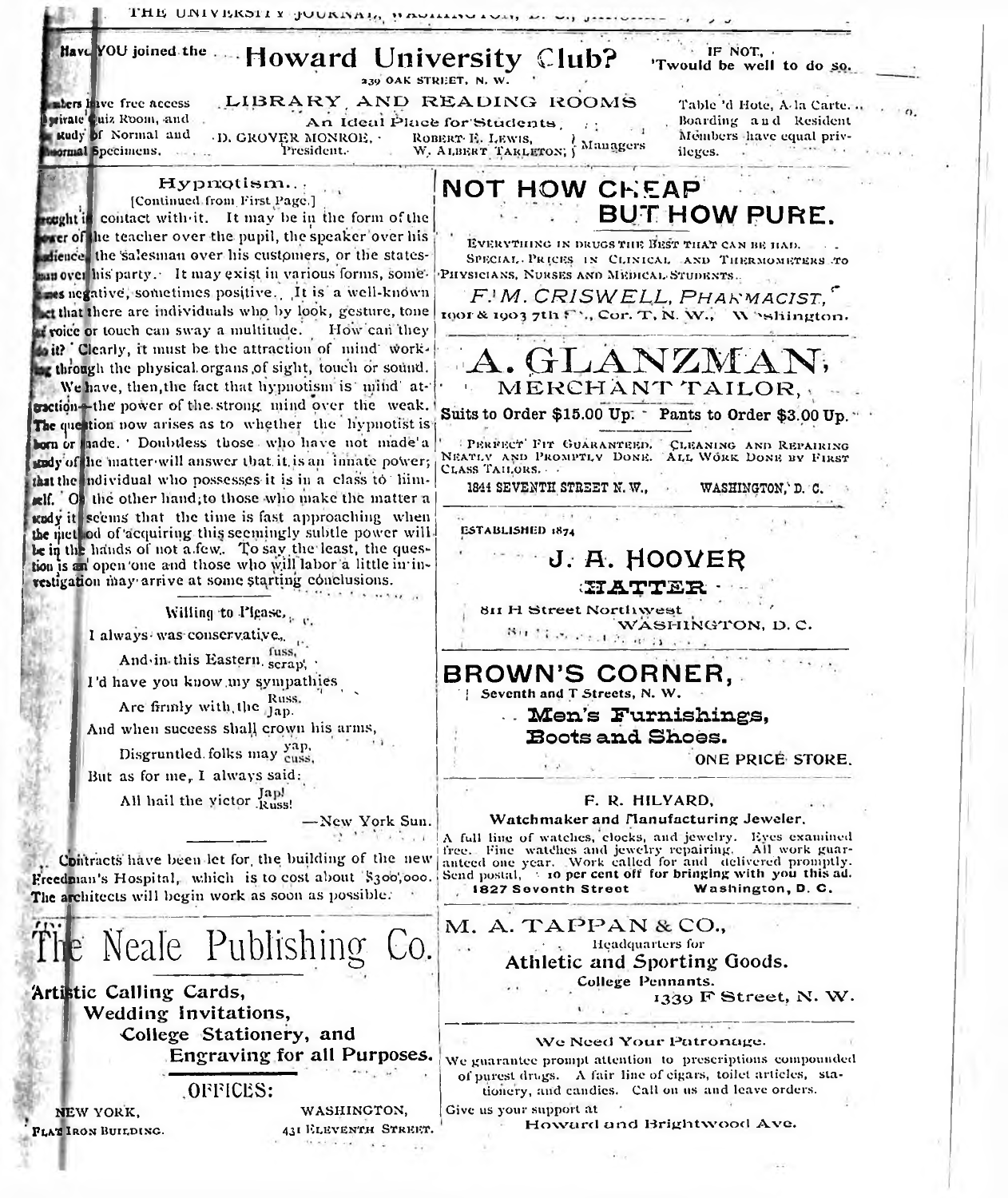# Have YOU joined the Howard University Club?

IF NOT, 'Twould be well to do so.

239 OAK STREET, N. W.

## LIBRARY AND READING ROOMS

An Ideal Place for Students.

Members have free access Private Quiz Room, and study of Normal and Abnormal Specimens.

D. GROVER MONROE, President.

ROBERT E. LEWIS, W. ALBERT TARLETON, Managers

Table 'd Hote, A la Carte. Boarding and Resident Members have equal privileges.

## Hypnotism...

[Continued from First Page.]

brought it in contact with it. It may be in the form of the power of the teacher over the pupil, the speaker over his audience, the salesman over his customers, or the statesman over his party. It may exist in various forms, sometimes negative, sometimes positive. It is a well-known fact that there are individuals who by look, gesture, tone of voice or touch can sway a multitude. How can they do it? Clearly, it must be the attraction of mind working through the physical organs of sight, touch or sound.

We have, then, the fact that hypnotism is mind attraction—the power of the strong mind over the weak. The question now arises as to whether the hypnotist is born or made. Doubtless those who have not made a study of the matter will answer that it is an innate power; that the individual who possesses it is in a class to himself. On the other hand, to those who make the matter a study it seems that the time is fast approaching when the method of acquiring this seemingly subtle power will be in the hands of not a few. To say the least, the question is an open one and those who will labor a little in investigation may arrive at some starting conclusions.

### Willing to Please.

I always was conservative,
And in this Eastern $\frac{\text{fuss,}}{\text{scrap,}}$
I'd have you know my sympathies
Are firmly with the $\frac{\text{Russ.}}{\text{Jap.}}$
And when success shall crown his arms,
Disgruntled folks may $\frac{\text{yap,}}{\text{cuss,}}$
But as for me, I always said:
All hail the victor $\frac{\text{Jap!}}{\text{Russ!}}$

—New York Sun.

---

Contracts have been let for the building of the new Freedman's Hospital, which is to cost about $300,000. The architects will begin work as soon as possible.

## The Neale Publishing Co.

**Artistic Calling Cards, Wedding Invitations, College Stationery, and Engraving for all Purposes.**

OFFICES:

NEW YORK, FLAT IRON BUILDING.

WASHINGTON, 431 ELEVENTH STREET.

---

## NOT HOW CHEAP BUT HOW PURE.

EVERYTHING IN DRUGS THE BEST THAT CAN BE HAD.
SPECIAL PRICES IN CLINICAL AND THERMOMETERS TO PHYSICIANS, NURSES AND MEDICAL STUDENTS.

*F. M. CRISWELL, PHARMACIST,*
1901 & 1903 7th St., Cor. T, N. W., Washington.

---

## A. GLANZMAN, MERCHANT TAILOR,

**Suits to Order $15.00 Up. Pants to Order $3.00 Up.**

PERFECT FIT GUARANTEED. CLEANING AND REPAIRING NEATLY AND PROMPTLY DONE. ALL WORK DONE BY FIRST CLASS TAILORS.

1844 SEVENTH STREET N. W., WASHINGTON, D. C.

---

ESTABLISHED 1874

## J. A. HOOVER HATTER

811 H Street Northwest
WASHINGTON, D. C.

---

## BROWN'S CORNER,

Seventh and T Streets, N. W.

**Men's Furnishings, Boots and Shoes.**

ONE PRICE STORE.

---

### F. R. HILYARD,

**Watchmaker and Manufacturing Jeweler.**

A full line of watches, clocks, and jewelry. Eyes examined free. Fine watches and jewelry repairing. All work guaranteed one year. Work called for and delivered promptly. Send postal. **10 per cent off for bringing with you this ad.**

**1827 Seventh Street Washington, D. C.**

---

## M. A. TAPPAN & CO.,

Headquarters for

**Athletic and Sporting Goods.**

College Pennants.

1339 F Street, N. W.

---

### We Need Your Patronage.

We guarantee prompt attention to prescriptions compounded of purest drugs. A fair line of cigars, toilet articles, stationery, and candies. Call on us and leave orders.

Give us your support at

Howard and Brightwood Ave.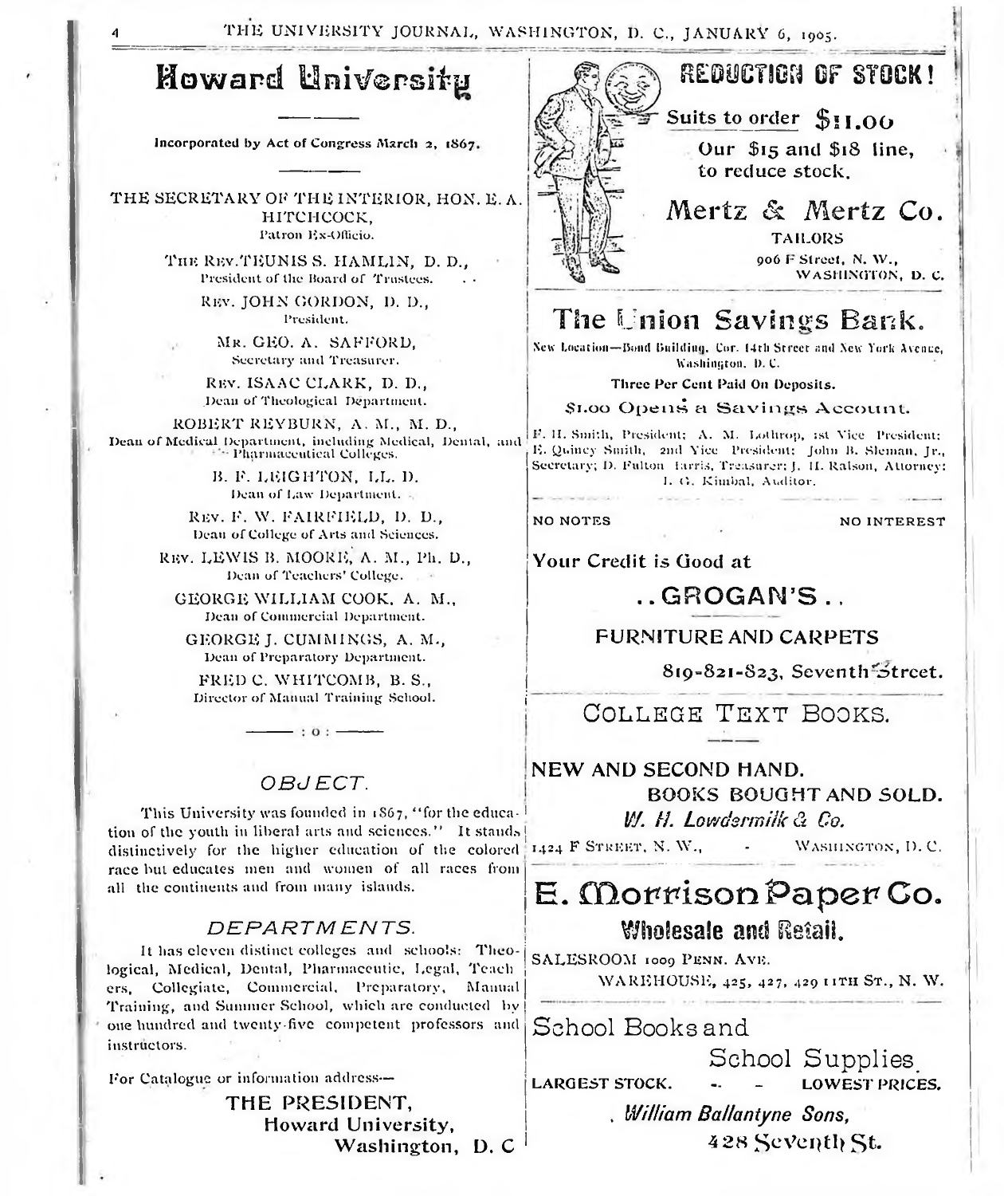# Howard University

Incorporated by Act of Congress March 2, 1867.

THE SECRETARY OF THE INTERIOR, HON. E. A. HITCHCOCK,
Patron Ex-Officio.

THE REV. TEUNIS S. HAMLIN, D. D.,
President of the Board of Trustees.

REV. JOHN GORDON, D. D.,
President.

MR. GEO. A. SAFFORD,
Secretary and Treasurer.

REV. ISAAC CLARK, D. D.,
Dean of Theological Department.

ROBERT REYBURN, A. M., M. D.,
Dean of Medical Department, including Medical, Dental, and Pharmaceutical Colleges.

B. F. LEIGHTON, LL. D.
Dean of Law Department.

REV. F. W. FAIRFIELD, D. D.,
Dean of College of Arts and Sciences.

REV. LEWIS B. MOORE, A. M., Ph. D.,
Dean of Teachers' College.

GEORGE WILLIAM COOK, A. M.,
Dean of Commercial Department.

GEORGE J. CUMMINGS, A. M.,
Dean of Preparatory Department.

FRED C. WHITCOMB, B. S.,
Director of Manual Training School.

—— : o : ——

## *OBJECT.*

This University was founded in 1867, "for the education of the youth in liberal arts and sciences." It stands distinctively for the higher education of the colored race but educates men and women of all races from all the continents and from many islands.

## *DEPARTMENTS.*

It has eleven distinct colleges and schools: Theological, Medical, Dental, Pharmaceutic, Legal, Teachers, Collegiate, Commercial, Preparatory, Manual Training, and Summer School, which are conducted by one hundred and twenty-five competent professors and instructors.

For Catalogue or information address—

**THE PRESIDENT,**
**Howard University,**
**Washington, D. C**

---

## REDUCTION OF STOCK!

**Suits to order $11.00**

Our $15 and $18 line, to reduce stock.

## Mertz & Mertz Co.

TAILORS

906 F Street, N. W.,
WASHINGTON, D. C.

---

## The Union Savings Bank.

New Location—Bond Building, Cor. 14th Street and New York Avenue, Washington, D. C.

**Three Per Cent Paid On Deposits.**

**$1.00 Opens a Savings Account.**

F. H. Smith, President; A. M. Lothrop, 1st Vice President; E. Quincy Smith, 2nd Vice President; John B. Sleman, Jr., Secretary; D. Fulton Harris, Treasurer; J. H. Ralson, Attorney; I. G. Kimbal, Auditor.

---

**NO NOTES** **NO INTEREST**

**Your Credit is Good at**

## ..GROGAN'S..

**FURNITURE AND CARPETS**

**819-821-823, Seventh Street.**

---

## COLLEGE TEXT BOOKS.

**NEW AND SECOND HAND.**

**BOOKS BOUGHT AND SOLD.**

***W. H. Lowdermilk & Co.***

1424 F STREET, N. W., - WASHINGTON, D. C.

---

## E. Morrison Paper Co.

**Wholesale and Retail.**

SALESROOM 1009 PENN. AVE.

WAREHOUSE, 425, 427, 429 11TH ST., N. W.

---

## School Books and School Supplies.

**LARGEST STOCK.** - - **LOWEST PRICES.**

***William Ballantyne Sons,***
**428 Seventh St.**